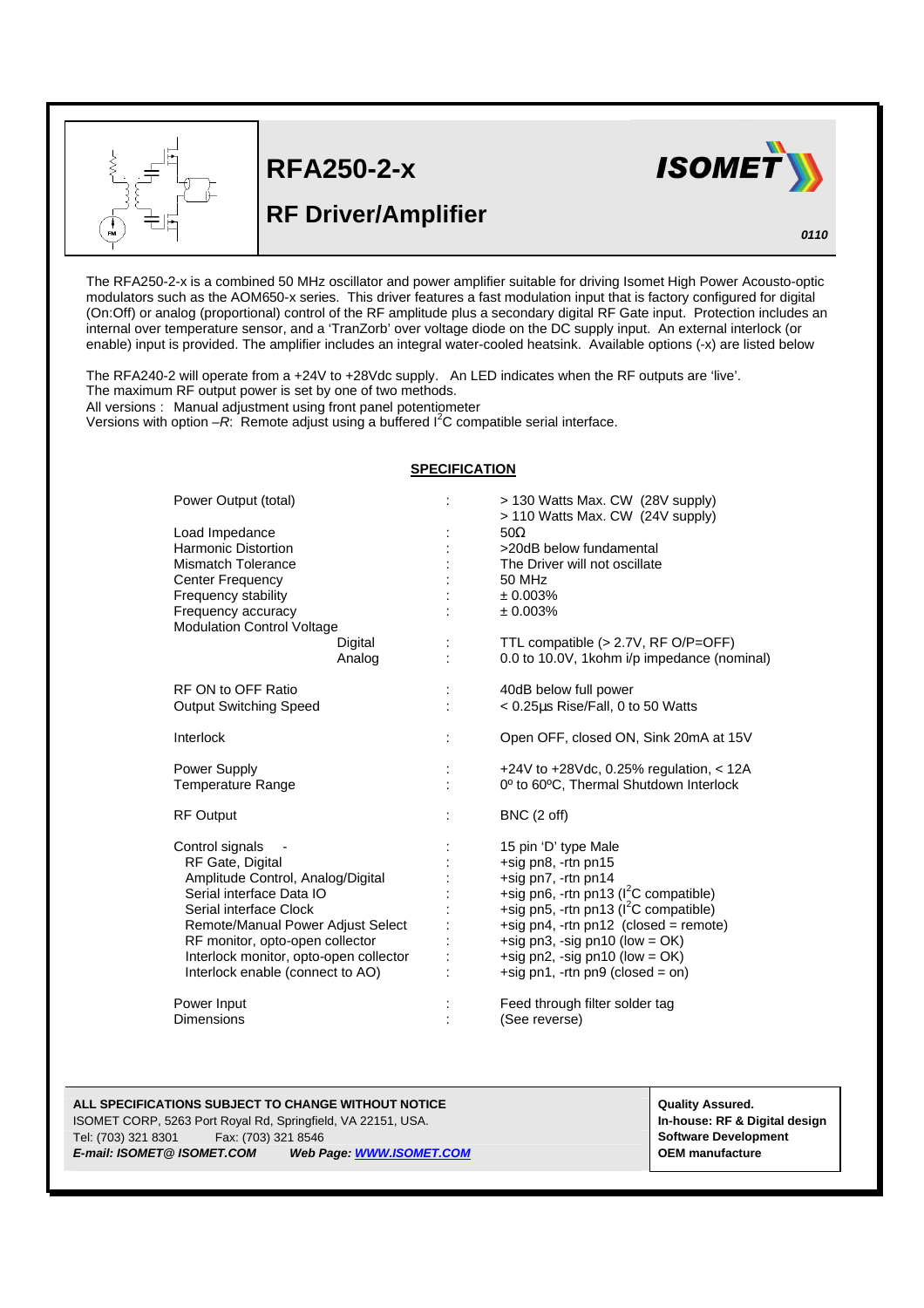# RFA250-2-x

## RF Driver/Amplifier

**ISOMET**

*0110*

The RFA250-2-x is a combined 50 MHz oscillator and power amplifier suitable for driving Isomet High Power Acousto-optic modulators such as the AOM650-x series. This driver features a fast modulation input that is factory configured for digital (On:Off) or analog (proportional) control of the RF amplitude plus a secondary digital RF Gate input. Protection includes an internal over temperature sensor, and a 'TranZorb' over voltage diode on the DC supply input. An external interlock (or enable) input is provided. The amplifier includes an integral water-cooled heatsink. Available options (-x) are listed below

The RFA240-2 will operate from a +24V to +28Vdc supply. An LED indicates when the RF outputs are 'live'.
The maximum RF output power is set by one of two methods.
All versions : Manual adjustment using front panel potentiometer
Versions with option –*R*: Remote adjust using a buffered I$^2$C compatible serial interface.

**SPECIFICATION**

| | | |
|---|---|---|
| Power Output (total) | : | > 130 Watts Max. CW (28V supply)<br>> 110 Watts Max. CW (24V supply) |
| Load Impedance | : | 50Ω |
| Harmonic Distortion | : | >20dB below fundamental |
| Mismatch Tolerance | : | The Driver will not oscillate |
| Center Frequency | : | 50 MHz |
| Frequency stability | : | ± 0.003% |
| Frequency accuracy | : | ± 0.003% |
| Modulation Control Voltage | | |
| Digital | : | TTL compatible (> 2.7V, RF O/P=OFF) |
| Analog | : | 0.0 to 10.0V, 1kohm i/p impedance (nominal) |
| RF ON to OFF Ratio | : | 40dB below full power |
| Output Switching Speed | : | < 0.25µs Rise/Fall, 0 to 50 Watts |
| Interlock | : | Open OFF, closed ON, Sink 20mA at 15V |
| Power Supply | : | +24V to +28Vdc, 0.25% regulation, < 12A |
| Temperature Range | : | 0º to 60ºC, Thermal Shutdown Interlock |
| RF Output | : | BNC (2 off) |
| Control signals - | : | 15 pin 'D' type Male |
| RF Gate, Digital | : | +sig pn8, -rtn pn15 |
| Amplitude Control, Analog/Digital | : | +sig pn7, -rtn pn14 |
| Serial interface Data IO | : | +sig pn6, -rtn pn13 (I$^2$C compatible) |
| Serial interface Clock | : | +sig pn5, -rtn pn13 (I$^2$C compatible) |
| Remote/Manual Power Adjust Select | : | +sig pn4, -rtn pn12 (closed = remote) |
| RF monitor, opto-open collector | : | +sig pn3, -sig pn10 (low = OK) |
| Interlock monitor, opto-open collector | : | +sig pn2, -sig pn10 (low = OK) |
| Interlock enable (connect to AO) | : | +sig pn1, -rtn pn9 (closed = on) |
| Power Input | : | Feed through filter solder tag |
| Dimensions | : | (See reverse) |

**ALL SPECIFICATIONS SUBJECT TO CHANGE WITHOUT NOTICE**
ISOMET CORP, 5263 Port Royal Rd, Springfield, VA 22151, USA.
Tel: (703) 321 8301 Fax: (703) 321 8546
***E-mail: ISOMET@ ISOMET.COM*** ***Web Page: WWW.ISOMET.COM***

**Quality Assured.**
**In-house: RF & Digital design**
**Software Development**
**OEM manufacture**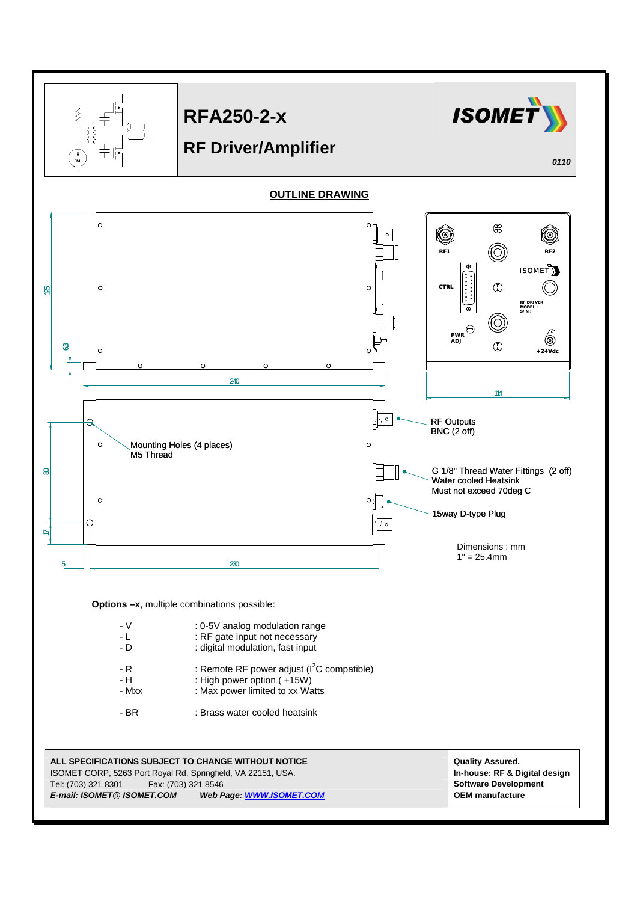# RFA250-2-x

## RF Driver/Amplifier

ISOMET

*0110*

**OUTLINE DRAWING**

125

63

240

114

RF1

RF2

CTRL

ISOMET

RF DRIVER
MODEL :
S/N :

PWR
ADJ

+24Vdc

80

17

5

230

Mounting Holes (4 places)
M5 Thread

RF Outputs
BNC (2 off)

G 1/8" Thread Water Fittings (2 off)
Water cooled Heatsink
Must not exceed 70deg C

15way D-type Plug

Dimensions : mm
1" = 25.4mm

**Options –x**, multiple combinations possible:

| | |
|---|---|
| - V | : 0-5V analog modulation range |
| - L | : RF gate input not necessary |
| - D | : digital modulation, fast input |
| - R | : Remote RF power adjust ($I^2C$ compatible) |
| - H | : High power option ( +15W) |
| - Mxx | : Max power limited to xx Watts |
| - BR | : Brass water cooled heatsink |

**ALL SPECIFICATIONS SUBJECT TO CHANGE WITHOUT NOTICE**
ISOMET CORP, 5263 Port Royal Rd, Springfield, VA 22151, USA.
Tel: (703) 321 8301 Fax: (703) 321 8546
***E-mail: ISOMET@ ISOMET.COM*** ***Web Page: WWW.ISOMET.COM***

**Quality Assured.**
**In-house: RF & Digital design**
**Software Development**
**OEM manufacture**